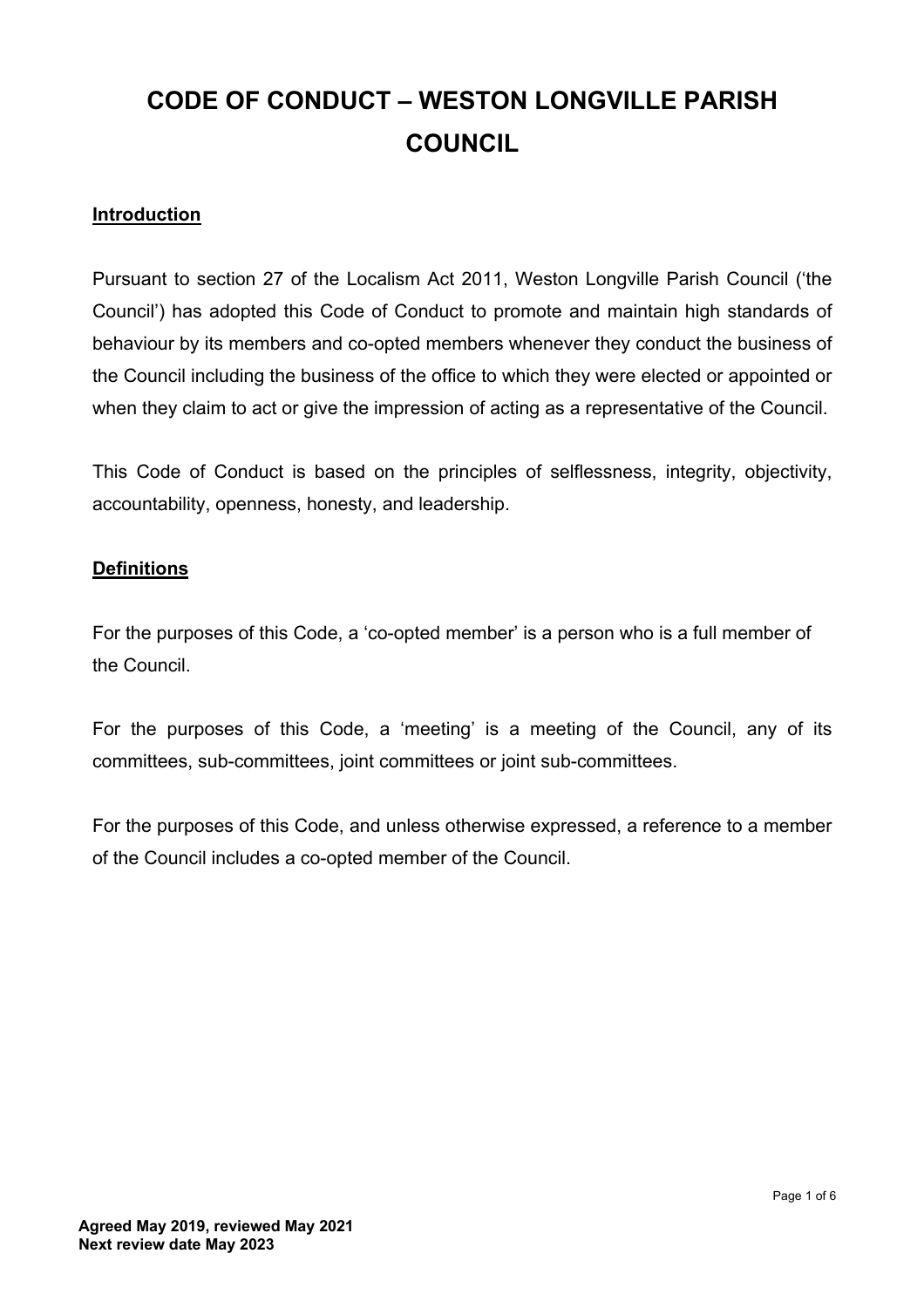# CODE OF CONDUCT – WESTON LONGVILLE PARISH COUNCIL

## Introduction

Pursuant to section 27 of the Localism Act 2011, Weston Longville Parish Council ('the Council') has adopted this Code of Conduct to promote and maintain high standards of behaviour by its members and co-opted members whenever they conduct the business of the Council including the business of the office to which they were elected or appointed or when they claim to act or give the impression of acting as a representative of the Council.

This Code of Conduct is based on the principles of selflessness, integrity, objectivity, accountability, openness, honesty, and leadership.

## Definitions

For the purposes of this Code, a 'co-opted member' is a person who is a full member of the Council.

For the purposes of this Code, a 'meeting' is a meeting of the Council, any of its committees, sub-committees, joint committees or joint sub-committees.

For the purposes of this Code, and unless otherwise expressed, a reference to a member of the Council includes a co-opted member of the Council.

**Agreed May 2019, reviewed May 2021**
**Next review date May 2023**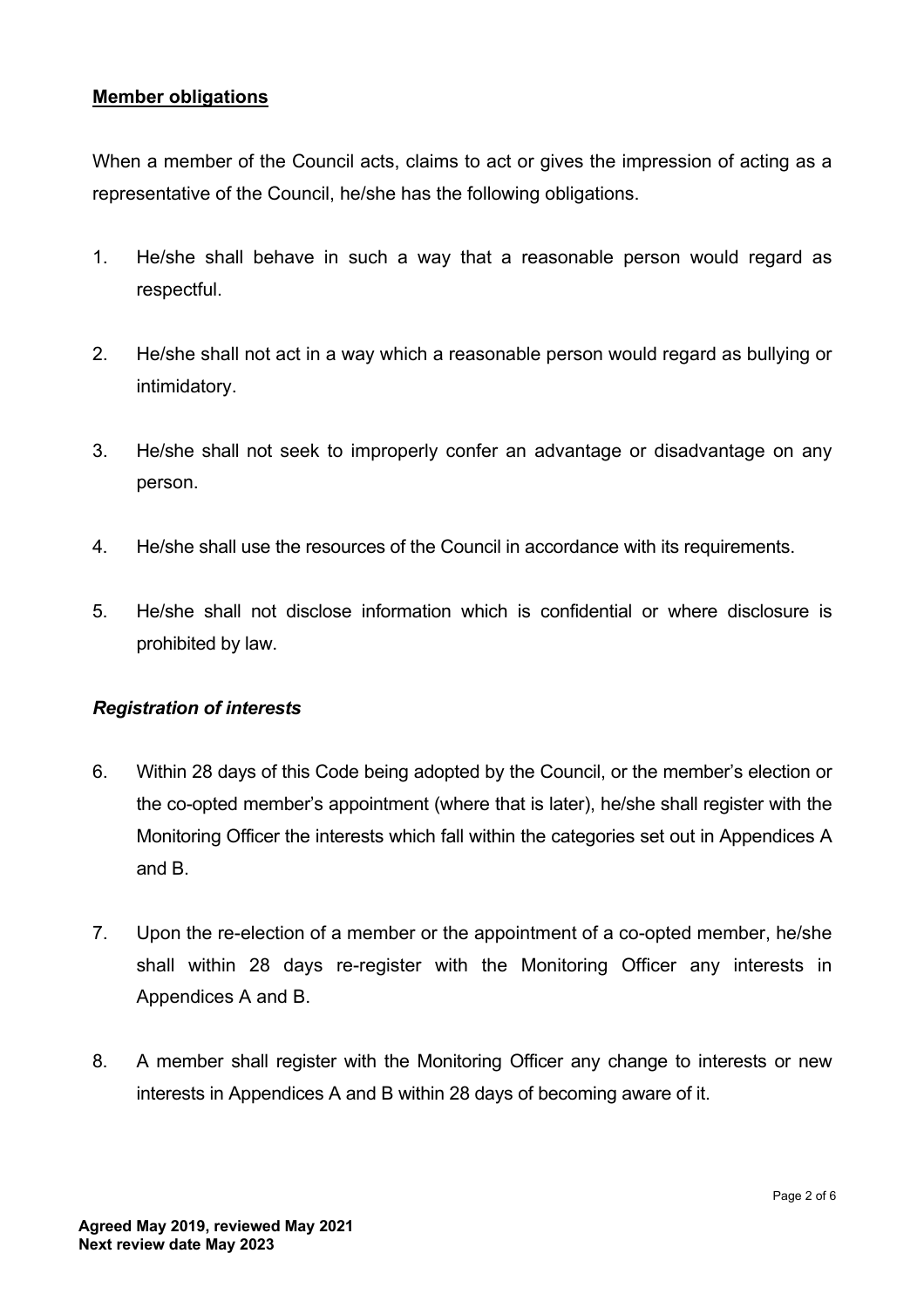## **Member obligations**

When a member of the Council acts, claims to act or gives the impression of acting as a representative of the Council, he/she has the following obligations.

1. He/she shall behave in such a way that a reasonable person would regard as respectful.

2. He/she shall not act in a way which a reasonable person would regard as bullying or intimidatory.

3. He/she shall not seek to improperly confer an advantage or disadvantage on any person.

4. He/she shall use the resources of the Council in accordance with its requirements.

5. He/she shall not disclose information which is confidential or where disclosure is prohibited by law.

### ***Registration of interests***

6. Within 28 days of this Code being adopted by the Council, or the member's election or the co-opted member's appointment (where that is later), he/she shall register with the Monitoring Officer the interests which fall within the categories set out in Appendices A and B.

7. Upon the re-election of a member or the appointment of a co-opted member, he/she shall within 28 days re-register with the Monitoring Officer any interests in Appendices A and B.

8. A member shall register with the Monitoring Officer any change to interests or new interests in Appendices A and B within 28 days of becoming aware of it.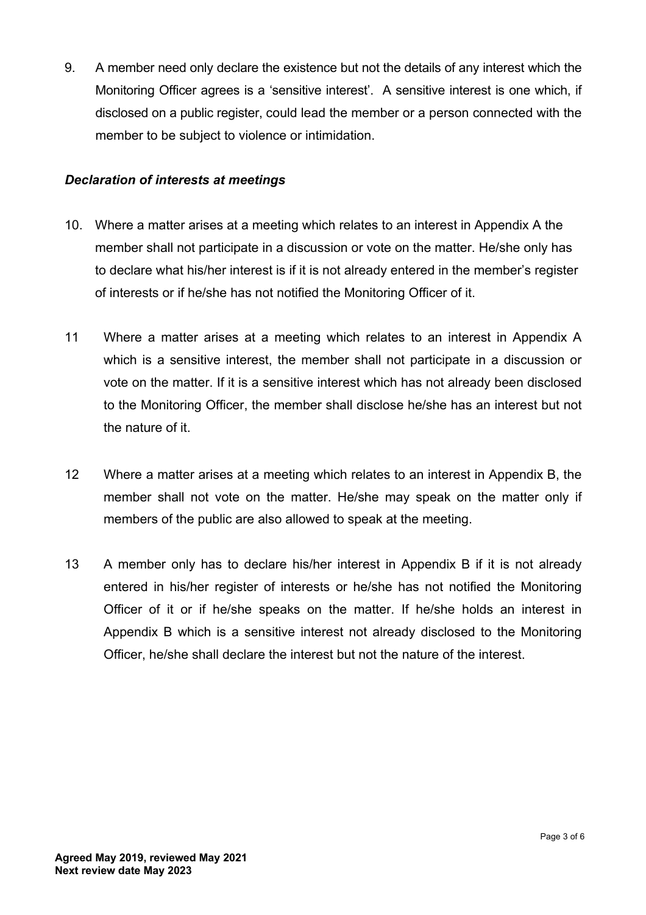9. A member need only declare the existence but not the details of any interest which the Monitoring Officer agrees is a 'sensitive interest'. A sensitive interest is one which, if disclosed on a public register, could lead the member or a person connected with the member to be subject to violence or intimidation.

### *Declaration of interests at meetings*

10. Where a matter arises at a meeting which relates to an interest in Appendix A the member shall not participate in a discussion or vote on the matter. He/she only has to declare what his/her interest is if it is not already entered in the member's register of interests or if he/she has not notified the Monitoring Officer of it.

11 Where a matter arises at a meeting which relates to an interest in Appendix A which is a sensitive interest, the member shall not participate in a discussion or vote on the matter. If it is a sensitive interest which has not already been disclosed to the Monitoring Officer, the member shall disclose he/she has an interest but not the nature of it.

12 Where a matter arises at a meeting which relates to an interest in Appendix B, the member shall not vote on the matter. He/she may speak on the matter only if members of the public are also allowed to speak at the meeting.

13 A member only has to declare his/her interest in Appendix B if it is not already entered in his/her register of interests or he/she has not notified the Monitoring Officer of it or if he/she speaks on the matter. If he/she holds an interest in Appendix B which is a sensitive interest not already disclosed to the Monitoring Officer, he/she shall declare the interest but not the nature of the interest.

**Agreed May 2019, reviewed May 2021**
**Next review date May 2023**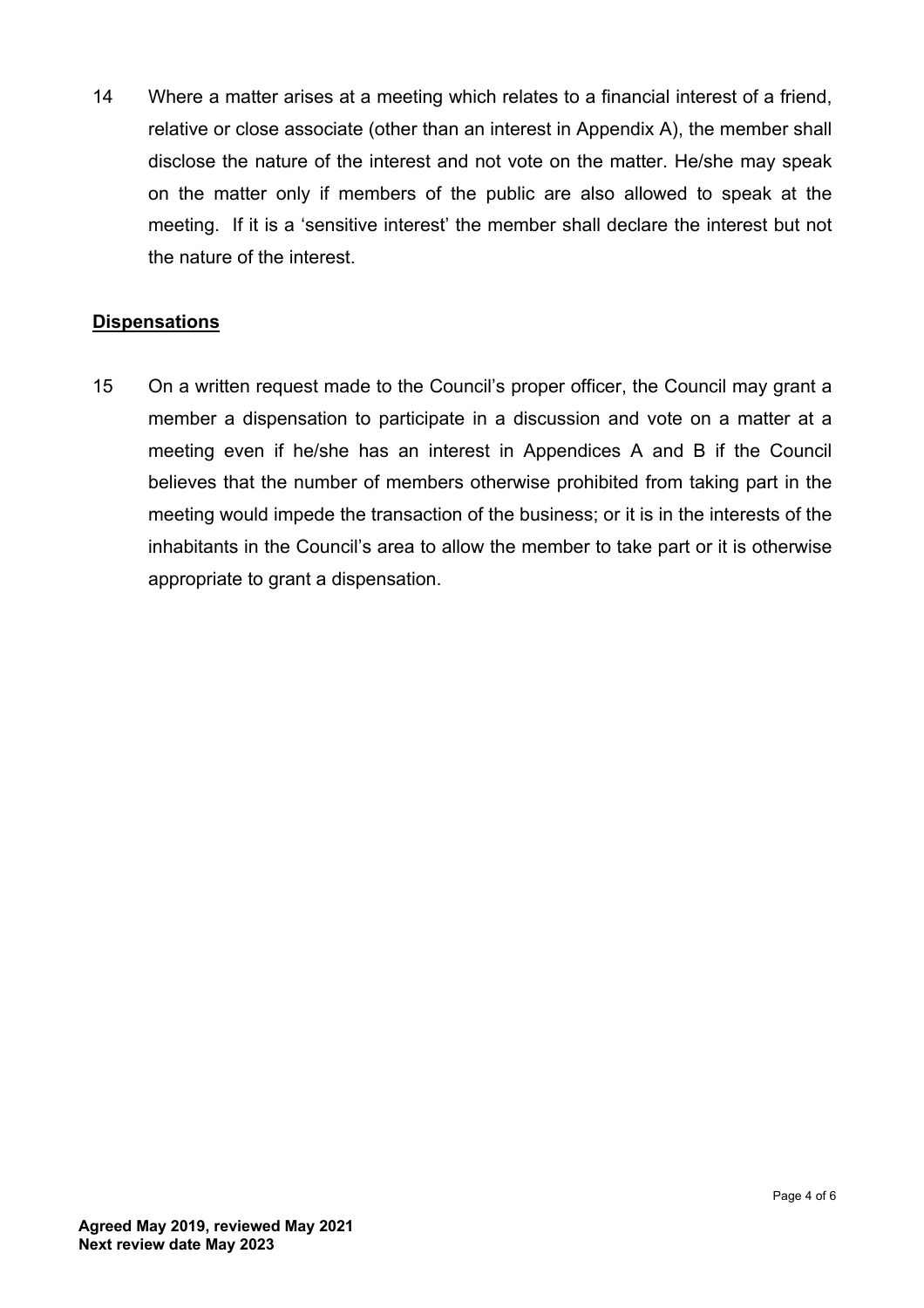14 Where a matter arises at a meeting which relates to a financial interest of a friend, relative or close associate (other than an interest in Appendix A), the member shall disclose the nature of the interest and not vote on the matter. He/she may speak on the matter only if members of the public are also allowed to speak at the meeting. If it is a 'sensitive interest' the member shall declare the interest but not the nature of the interest.

## Dispensations

15 On a written request made to the Council's proper officer, the Council may grant a member a dispensation to participate in a discussion and vote on a matter at a meeting even if he/she has an interest in Appendices A and B if the Council believes that the number of members otherwise prohibited from taking part in the meeting would impede the transaction of the business; or it is in the interests of the inhabitants in the Council's area to allow the member to take part or it is otherwise appropriate to grant a dispensation.

**Agreed May 2019, reviewed May 2021**
**Next review date May 2023**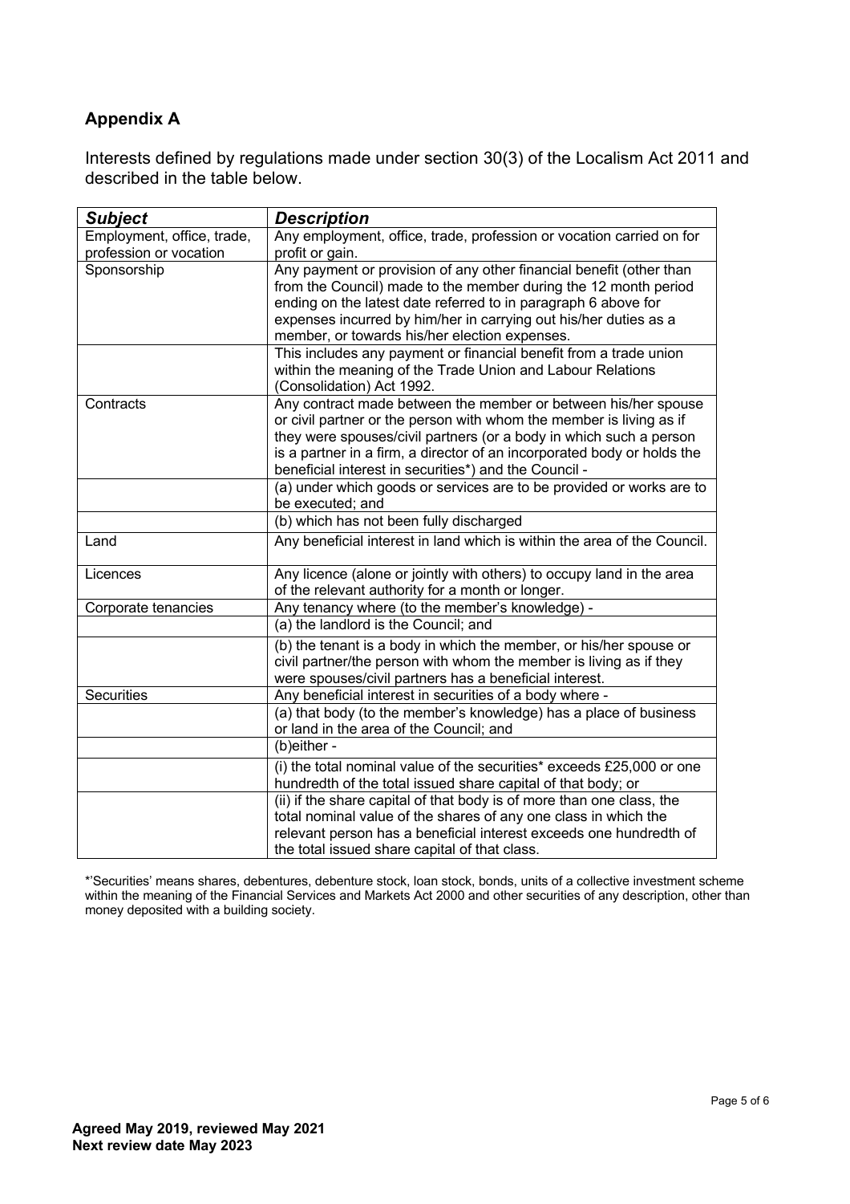## Appendix A

Interests defined by regulations made under section 30(3) of the Localism Act 2011 and described in the table below.

| ***Subject*** | ***Description*** |
|---|---|
| Employment, office, trade, profession or vocation | Any employment, office, trade, profession or vocation carried on for profit or gain. |
| Sponsorship | Any payment or provision of any other financial benefit (other than from the Council) made to the member during the 12 month period ending on the latest date referred to in paragraph 6 above for expenses incurred by him/her in carrying out his/her duties as a member, or towards his/her election expenses. |
| | This includes any payment or financial benefit from a trade union within the meaning of the Trade Union and Labour Relations (Consolidation) Act 1992. |
| Contracts | Any contract made between the member or between his/her spouse or civil partner or the person with whom the member is living as if they were spouses/civil partners (or a body in which such a person is a partner in a firm, a director of an incorporated body or holds the beneficial interest in securities*) and the Council - |
| | (a) under which goods or services are to be provided or works are to be executed; and |
| | (b) which has not been fully discharged |
| Land | Any beneficial interest in land which is within the area of the Council. |
| Licences | Any licence (alone or jointly with others) to occupy land in the area of the relevant authority for a month or longer. |
| Corporate tenancies | Any tenancy where (to the member's knowledge) - |
| | (a) the landlord is the Council; and |
| | (b) the tenant is a body in which the member, or his/her spouse or civil partner/the person with whom the member is living as if they were spouses/civil partners has a beneficial interest. |
| Securities | Any beneficial interest in securities of a body where - |
| | (a) that body (to the member's knowledge) has a place of business or land in the area of the Council; and |
| | (b)either - |
| | (i) the total nominal value of the securities* exceeds £25,000 or one hundredth of the total issued share capital of that body; or |
| | (ii) if the share capital of that body is of more than one class, the total nominal value of the shares of any one class in which the relevant person has a beneficial interest exceeds one hundredth of the total issued share capital of that class. |

*'Securities' means shares, debentures, debenture stock, loan stock, bonds, units of a collective investment scheme within the meaning of the Financial Services and Markets Act 2000 and other securities of any description, other than money deposited with a building society.

**Agreed May 2019, reviewed May 2021**
**Next review date May 2023**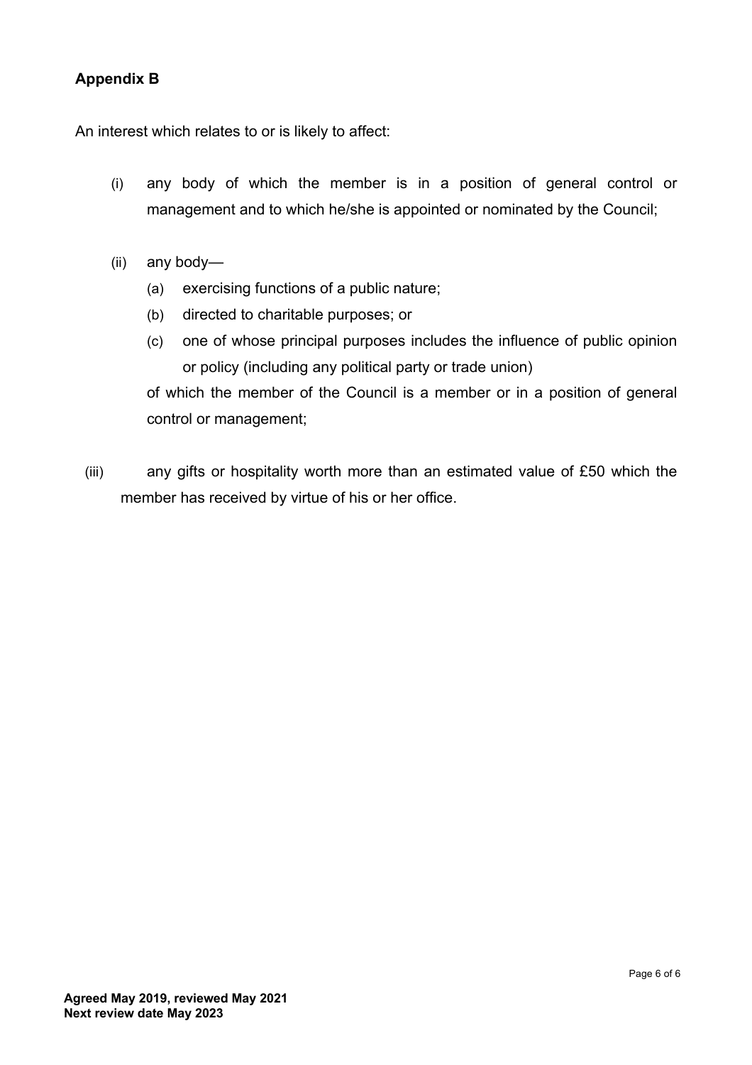## Appendix B

An interest which relates to or is likely to affect:

(i) any body of which the member is in a position of general control or management and to which he/she is appointed or nominated by the Council;

(ii) any body—
   (a) exercising functions of a public nature;
   (b) directed to charitable purposes; or
   (c) one of whose principal purposes includes the influence of public opinion or policy (including any political party or trade union)

   of which the member of the Council is a member or in a position of general control or management;

(iii) any gifts or hospitality worth more than an estimated value of £50 which the member has received by virtue of his or her office.

**Agreed May 2019, reviewed May 2021**
**Next review date May 2023**